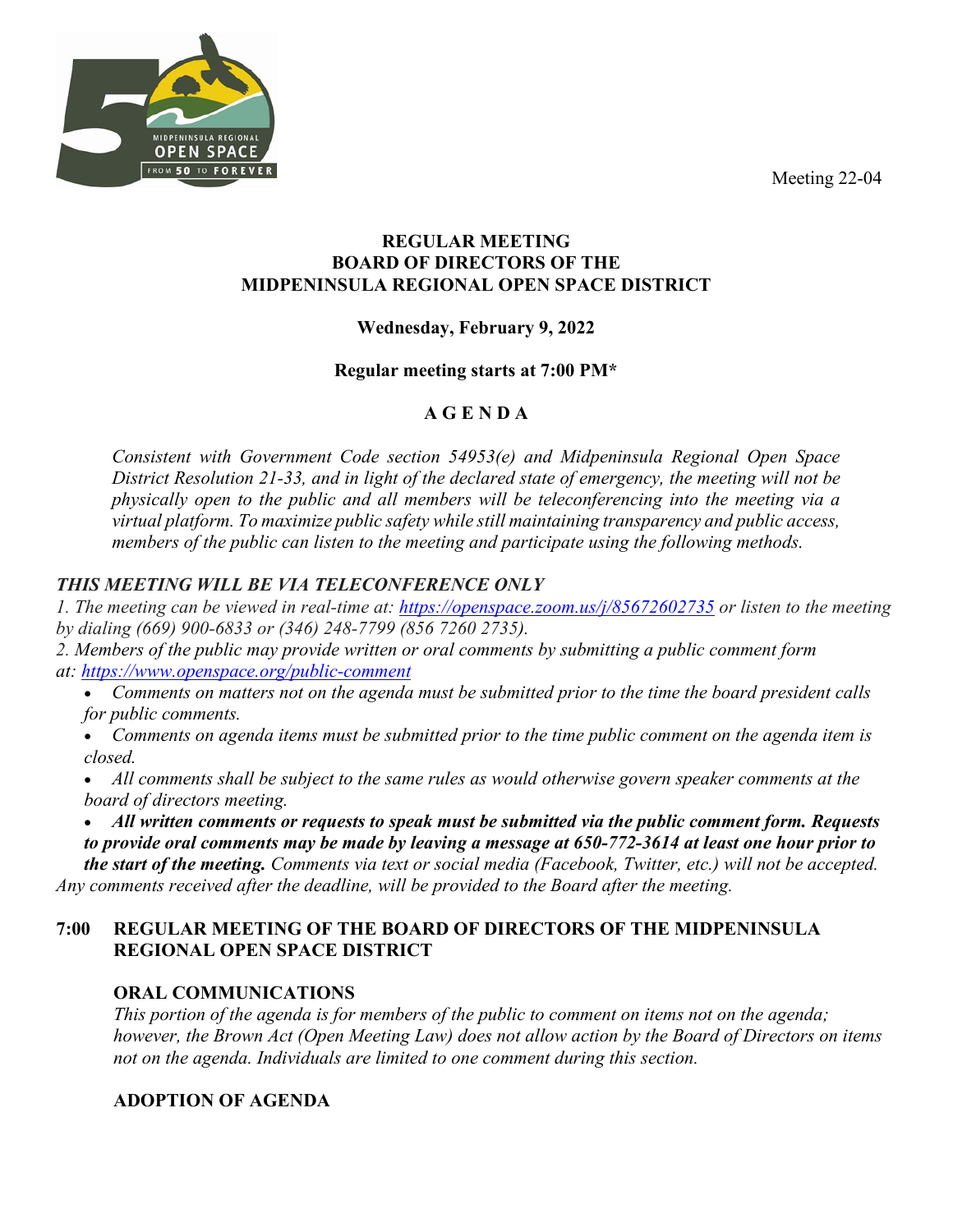Meeting 22-04

# REGULAR MEETING
# BOARD OF DIRECTORS OF THE
# MIDPENINSULA REGIONAL OPEN SPACE DISTRICT

**Wednesday, February 9, 2022**

**Regular meeting starts at 7:00 PM***

## A G E N D A

*Consistent with Government Code section 54953(e) and Midpeninsula Regional Open Space District Resolution 21-33, and in light of the declared state of emergency, the meeting will not be physically open to the public and all members will be teleconferencing into the meeting via a virtual platform. To maximize public safety while still maintaining transparency and public access, members of the public can listen to the meeting and participate using the following methods.*

***THIS MEETING WILL BE VIA TELECONFERENCE ONLY***

*1. The meeting can be viewed in real-time at: [https://openspace.zoom.us/j/85672602735](https://openspace.zoom.us/j/85672602735) or listen to the meeting by dialing (669) 900-6833 or (346) 248-7799 (856 7260 2735).*

*2. Members of the public may provide written or oral comments by submitting a public comment form at: [https://www.openspace.org/public-comment](https://www.openspace.org/public-comment)*

- *Comments on matters not on the agenda must be submitted prior to the time the board president calls for public comments.*
- *Comments on agenda items must be submitted prior to the time public comment on the agenda item is closed.*
- *All comments shall be subject to the same rules as would otherwise govern speaker comments at the board of directors meeting.*
- ***All written comments or requests to speak must be submitted via the public comment form. Requests to provide oral comments may be made by leaving a message at 650-772-3614 at least one hour prior to the start of the meeting.*** *Comments via text or social media (Facebook, Twitter, etc.) will not be accepted.*

*Any comments received after the deadline, will be provided to the Board after the meeting.*

**7:00 REGULAR MEETING OF THE BOARD OF DIRECTORS OF THE MIDPENINSULA REGIONAL OPEN SPACE DISTRICT**

**ORAL COMMUNICATIONS**

*This portion of the agenda is for members of the public to comment on items not on the agenda; however, the Brown Act (Open Meeting Law) does not allow action by the Board of Directors on items not on the agenda. Individuals are limited to one comment during this section.*

**ADOPTION OF AGENDA**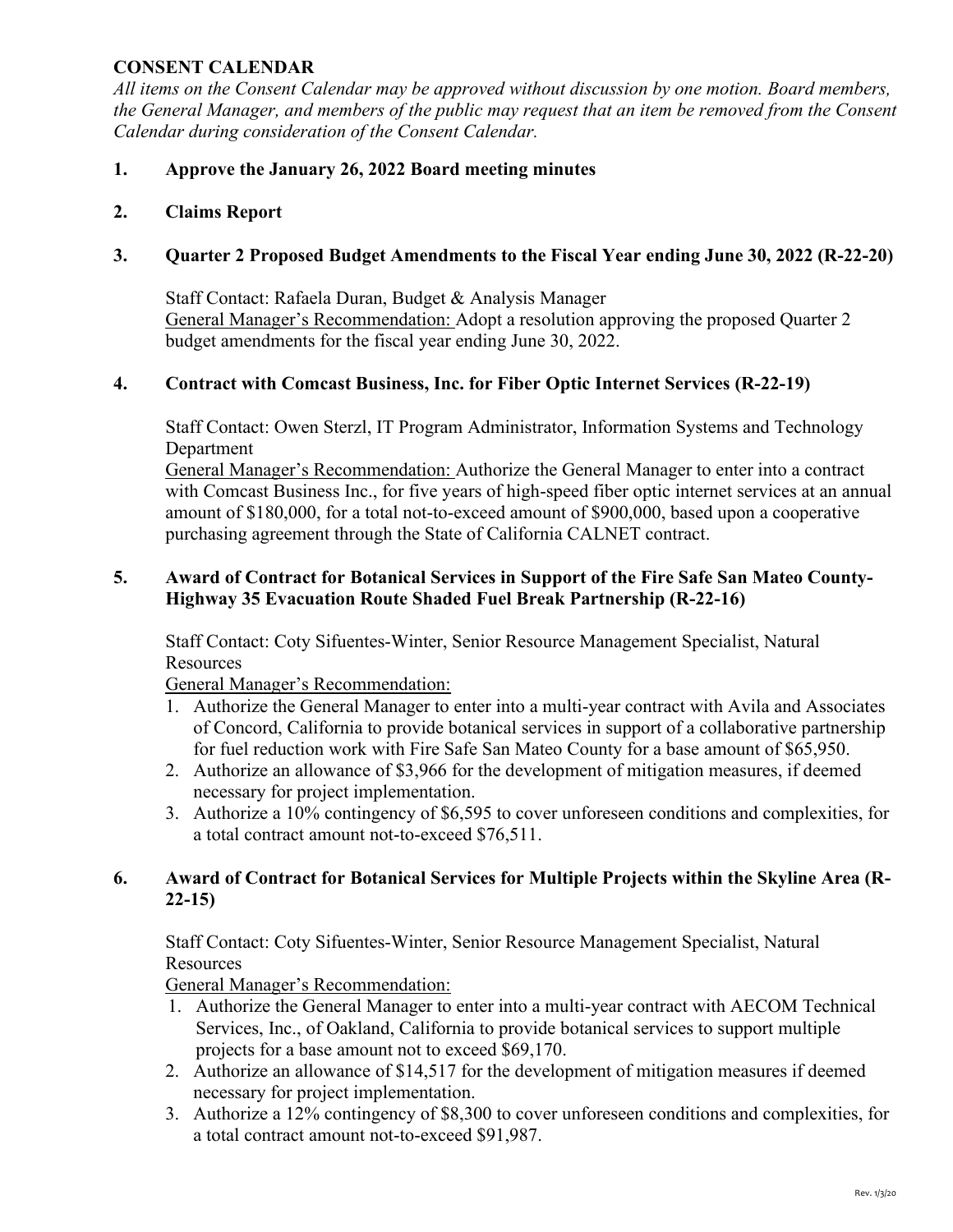## CONSENT CALENDAR

*All items on the Consent Calendar may be approved without discussion by one motion. Board members, the General Manager, and members of the public may request that an item be removed from the Consent Calendar during consideration of the Consent Calendar.*

**1. Approve the January 26, 2022 Board meeting minutes**

**2. Claims Report**

**3. Quarter 2 Proposed Budget Amendments to the Fiscal Year ending June 30, 2022 (R-22-20)**

Staff Contact: Rafaela Duran, Budget & Analysis Manager

General Manager's Recommendation: Adopt a resolution approving the proposed Quarter 2 budget amendments for the fiscal year ending June 30, 2022.

**4. Contract with Comcast Business, Inc. for Fiber Optic Internet Services (R-22-19)**

Staff Contact: Owen Sterzl, IT Program Administrator, Information Systems and Technology Department

General Manager's Recommendation: Authorize the General Manager to enter into a contract with Comcast Business Inc., for five years of high-speed fiber optic internet services at an annual amount of $180,000, for a total not-to-exceed amount of $900,000, based upon a cooperative purchasing agreement through the State of California CALNET contract.

**5. Award of Contract for Botanical Services in Support of the Fire Safe San Mateo County-Highway 35 Evacuation Route Shaded Fuel Break Partnership (R-22-16)**

Staff Contact: Coty Sifuentes-Winter, Senior Resource Management Specialist, Natural Resources

General Manager's Recommendation:

1. Authorize the General Manager to enter into a multi-year contract with Avila and Associates of Concord, California to provide botanical services in support of a collaborative partnership for fuel reduction work with Fire Safe San Mateo County for a base amount of $65,950.
2. Authorize an allowance of $3,966 for the development of mitigation measures, if deemed necessary for project implementation.
3. Authorize a 10% contingency of $6,595 to cover unforeseen conditions and complexities, for a total contract amount not-to-exceed $76,511.

**6. Award of Contract for Botanical Services for Multiple Projects within the Skyline Area (R-22-15)**

Staff Contact: Coty Sifuentes-Winter, Senior Resource Management Specialist, Natural Resources

General Manager's Recommendation:

1. Authorize the General Manager to enter into a multi-year contract with AECOM Technical Services, Inc., of Oakland, California to provide botanical services to support multiple projects for a base amount not to exceed $69,170.
2. Authorize an allowance of $14,517 for the development of mitigation measures if deemed necessary for project implementation.
3. Authorize a 12% contingency of $8,300 to cover unforeseen conditions and complexities, for a total contract amount not-to-exceed $91,987.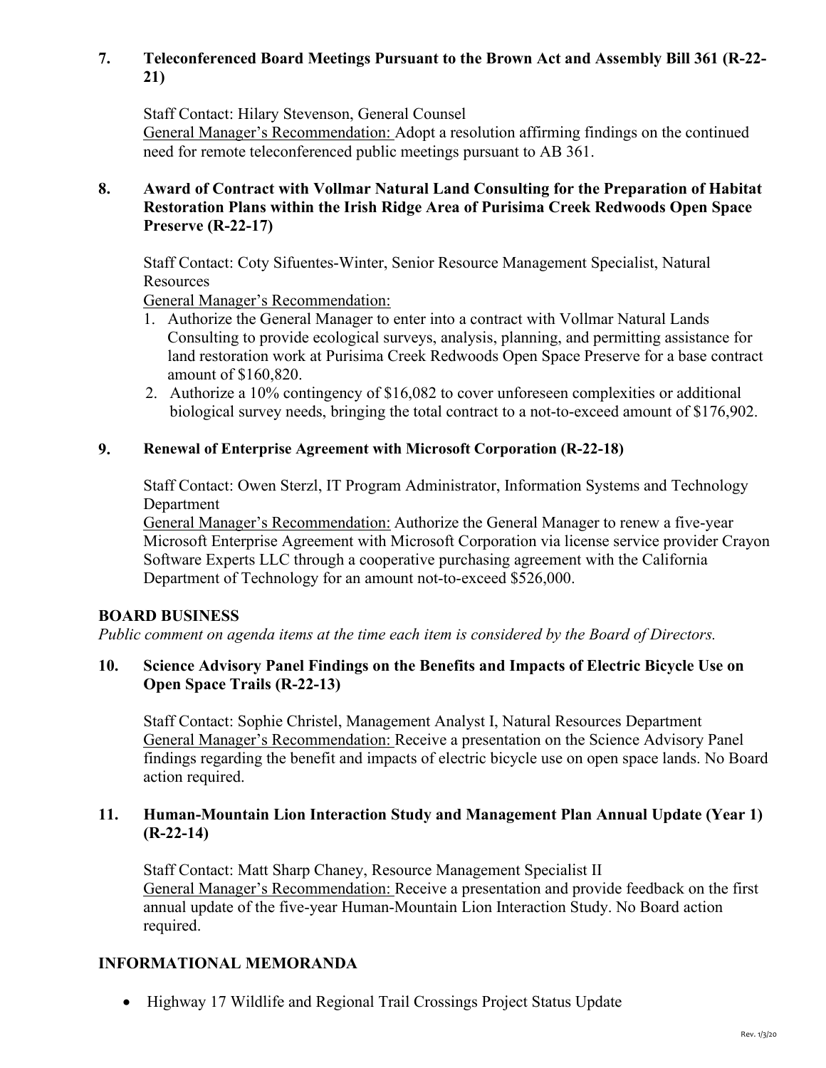**7. Teleconferenced Board Meetings Pursuant to the Brown Act and Assembly Bill 361 (R-22-21)**

Staff Contact: Hilary Stevenson, General Counsel
<u>General Manager's Recommendation:</u> Adopt a resolution affirming findings on the continued need for remote teleconferenced public meetings pursuant to AB 361.

**8. Award of Contract with Vollmar Natural Land Consulting for the Preparation of Habitat Restoration Plans within the Irish Ridge Area of Purisima Creek Redwoods Open Space Preserve (R-22-17)**

Staff Contact: Coty Sifuentes-Winter, Senior Resource Management Specialist, Natural Resources
<u>General Manager's Recommendation:</u>

1. Authorize the General Manager to enter into a contract with Vollmar Natural Lands Consulting to provide ecological surveys, analysis, planning, and permitting assistance for land restoration work at Purisima Creek Redwoods Open Space Preserve for a base contract amount of $160,820.
2. Authorize a 10% contingency of $16,082 to cover unforeseen complexities or additional biological survey needs, bringing the total contract to a not-to-exceed amount of $176,902.

**9. Renewal of Enterprise Agreement with Microsoft Corporation (R-22-18)**

Staff Contact: Owen Sterzl, IT Program Administrator, Information Systems and Technology Department
<u>General Manager's Recommendation:</u> Authorize the General Manager to renew a five-year Microsoft Enterprise Agreement with Microsoft Corporation via license service provider Crayon Software Experts LLC through a cooperative purchasing agreement with the California Department of Technology for an amount not-to-exceed $526,000.

## BOARD BUSINESS

*Public comment on agenda items at the time each item is considered by the Board of Directors.*

**10. Science Advisory Panel Findings on the Benefits and Impacts of Electric Bicycle Use on Open Space Trails (R-22-13)**

Staff Contact: Sophie Christel, Management Analyst I, Natural Resources Department
<u>General Manager's Recommendation:</u> Receive a presentation on the Science Advisory Panel findings regarding the benefit and impacts of electric bicycle use on open space lands. No Board action required.

**11. Human-Mountain Lion Interaction Study and Management Plan Annual Update (Year 1) (R-22-14)**

Staff Contact: Matt Sharp Chaney, Resource Management Specialist II
<u>General Manager's Recommendation:</u> Receive a presentation and provide feedback on the first annual update of the five-year Human-Mountain Lion Interaction Study. No Board action required.

## INFORMATIONAL MEMORANDA

- Highway 17 Wildlife and Regional Trail Crossings Project Status Update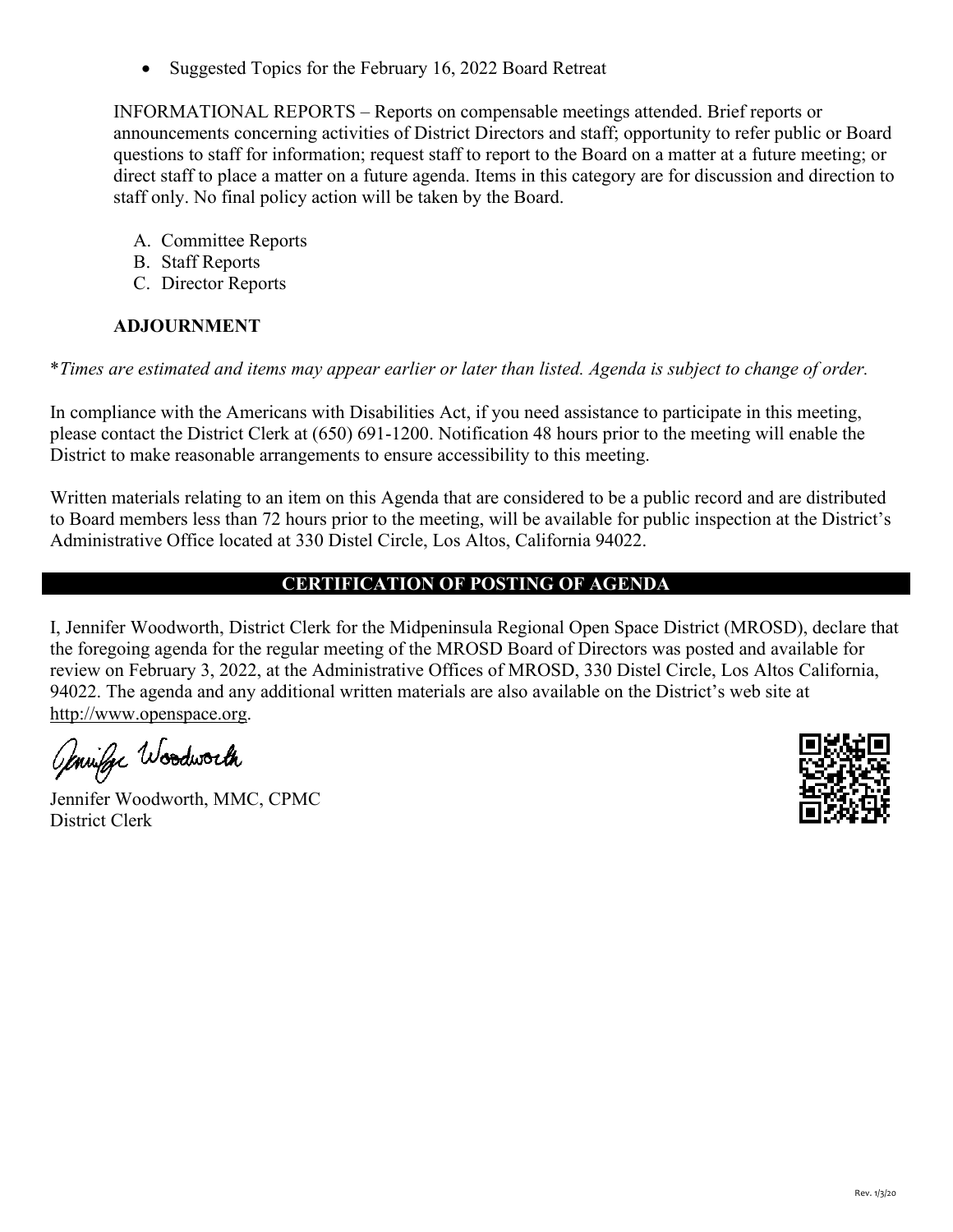- Suggested Topics for the February 16, 2022 Board Retreat

INFORMATIONAL REPORTS – Reports on compensable meetings attended. Brief reports or announcements concerning activities of District Directors and staff; opportunity to refer public or Board questions to staff for information; request staff to report to the Board on a matter at a future meeting; or direct staff to place a matter on a future agenda. Items in this category are for discussion and direction to staff only. No final policy action will be taken by the Board.

A. Committee Reports
B. Staff Reports
C. Director Reports

**ADJOURNMENT**

*\*Times are estimated and items may appear earlier or later than listed. Agenda is subject to change of order.*

In compliance with the Americans with Disabilities Act, if you need assistance to participate in this meeting, please contact the District Clerk at (650) 691-1200. Notification 48 hours prior to the meeting will enable the District to make reasonable arrangements to ensure accessibility to this meeting.

Written materials relating to an item on this Agenda that are considered to be a public record and are distributed to Board members less than 72 hours prior to the meeting, will be available for public inspection at the District's Administrative Office located at 330 Distel Circle, Los Altos, California 94022.

## CERTIFICATION OF POSTING OF AGENDA

I, Jennifer Woodworth, District Clerk for the Midpeninsula Regional Open Space District (MROSD), declare that the foregoing agenda for the regular meeting of the MROSD Board of Directors was posted and available for review on February 3, 2022, at the Administrative Offices of MROSD, 330 Distel Circle, Los Altos California, 94022. The agenda and any additional written materials are also available on the District's web site at http://www.openspace.org.

Jennifer Woodworth

Jennifer Woodworth, MMC, CPMC
District Clerk

Rev. 1/3/20